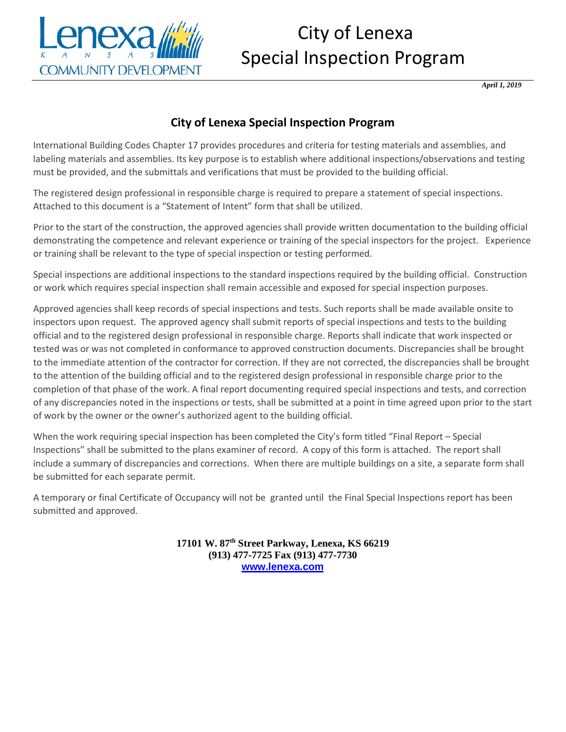# City of Lenexa
# Special Inspection Program

*April 1, 2019*

## City of Lenexa Special Inspection Program

International Building Codes Chapter 17 provides procedures and criteria for testing materials and assemblies, and labeling materials and assemblies. Its key purpose is to establish where additional inspections/observations and testing must be provided, and the submittals and verifications that must be provided to the building official.

The registered design professional in responsible charge is required to prepare a statement of special inspections. Attached to this document is a "Statement of Intent" form that shall be utilized.

Prior to the start of the construction, the approved agencies shall provide written documentation to the building official demonstrating the competence and relevant experience or training of the special inspectors for the project. Experience or training shall be relevant to the type of special inspection or testing performed.

Special inspections are additional inspections to the standard inspections required by the building official. Construction or work which requires special inspection shall remain accessible and exposed for special inspection purposes.

Approved agencies shall keep records of special inspections and tests. Such reports shall be made available onsite to inspectors upon request. The approved agency shall submit reports of special inspections and tests to the building official and to the registered design professional in responsible charge. Reports shall indicate that work inspected or tested was or was not completed in conformance to approved construction documents. Discrepancies shall be brought to the immediate attention of the contractor for correction. If they are not corrected, the discrepancies shall be brought to the attention of the building official and to the registered design professional in responsible charge prior to the completion of that phase of the work. A final report documenting required special inspections and tests, and correction of any discrepancies noted in the inspections or tests, shall be submitted at a point in time agreed upon prior to the start of work by the owner or the owner's authorized agent to the building official.

When the work requiring special inspection has been completed the City's form titled "Final Report – Special Inspections" shall be submitted to the plans examiner of record. A copy of this form is attached. The report shall include a summary of discrepancies and corrections. When there are multiple buildings on a site, a separate form shall be submitted for each separate permit.

A temporary or final Certificate of Occupancy will not be granted until the Final Special Inspections report has been submitted and approved.

**17101 W. 87th Street Parkway, Lenexa, KS 66219**
**(913) 477-7725 Fax (913) 477-7730**
**www.lenexa.com**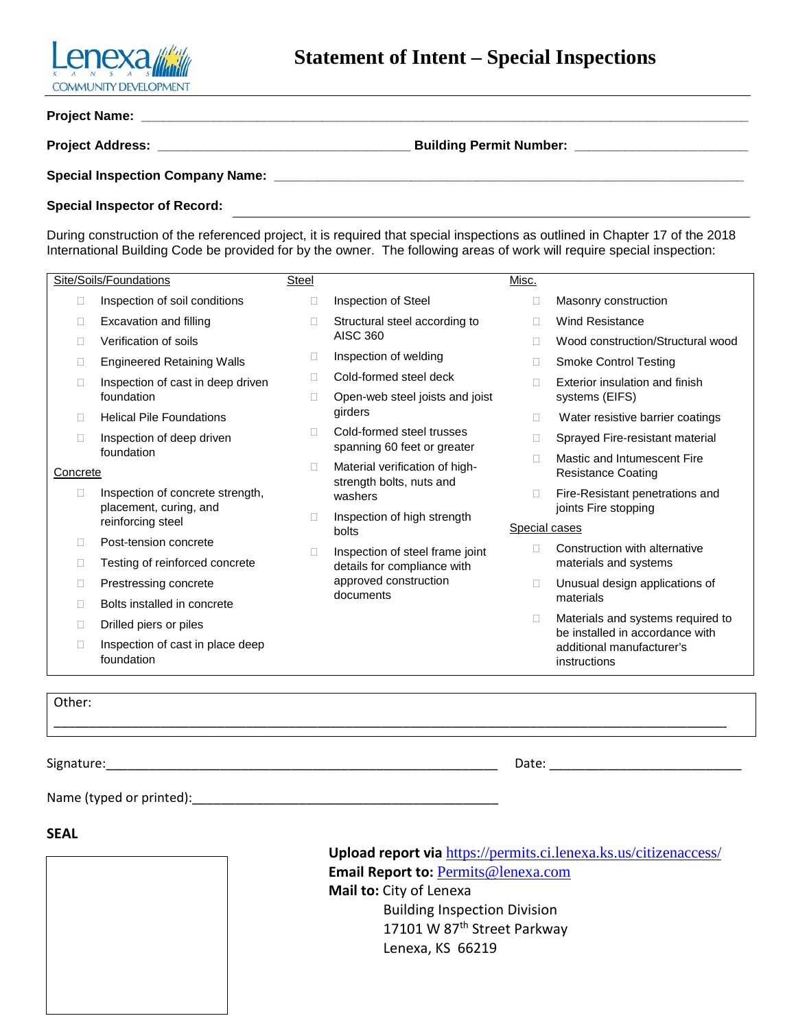Lenexa KANSAS COMMUNITY DEVELOPMENT

# Statement of Intent – Special Inspections

**Project Name:** ______________________________________________

**Project Address:** ______________________ **Building Permit Number:** ______________

**Special Inspection Company Name:** ______________________________________

**Special Inspector of Record:** ______________________________________

During construction of the referenced project, it is required that special inspections as outlined in Chapter 17 of the 2018 International Building Code be provided for by the owner. The following areas of work will require special inspection:

**Site/Soils/Foundations**

- ☐ Inspection of soil conditions
- ☐ Excavation and filling
- ☐ Verification of soils
- ☐ Engineered Retaining Walls
- ☐ Inspection of cast in deep driven foundation
- ☐ Helical Pile Foundations
- ☐ Inspection of deep driven foundation

**Concrete**

- ☐ Inspection of concrete strength, placement, curing, and reinforcing steel
- ☐ Post-tension concrete
- ☐ Testing of reinforced concrete
- ☐ Prestressing concrete
- ☐ Bolts installed in concrete
- ☐ Drilled piers or piles
- ☐ Inspection of cast in place deep foundation

**Steel**

- ☐ Inspection of Steel
- ☐ Structural steel according to AISC 360
- ☐ Inspection of welding
- ☐ Cold-formed steel deck
- ☐ Open-web steel joists and joist girders
- ☐ Cold-formed steel trusses spanning 60 feet or greater
- ☐ Material verification of high-strength bolts, nuts and washers
- ☐ Inspection of high strength bolts
- ☐ Inspection of steel frame joint details for compliance with approved construction documents

**Misc.**

- ☐ Masonry construction
- ☐ Wind Resistance
- ☐ Wood construction/Structural wood
- ☐ Smoke Control Testing
- ☐ Exterior insulation and finish systems (EIFS)
- ☐ Water resistive barrier coatings
- ☐ Sprayed Fire-resistant material
- ☐ Mastic and Intumescent Fire Resistance Coating
- ☐ Fire-Resistant penetrations and joints Fire stopping

**Special cases**

- ☐ Construction with alternative materials and systems
- ☐ Unusual design applications of materials
- ☐ Materials and systems required to be installed in accordance with additional manufacturer's instructions

Other:
______________________________________________

Signature: ______________________________ Date: ______________

Name (typed or printed): ______________________________

**SEAL**

**Upload report via** https://permits.ci.lenexa.ks.us/citizenaccess/
**Email Report to:** Permits@lenexa.com
**Mail to:** City of Lenexa
Building Inspection Division
17101 W 87th Street Parkway
Lenexa, KS 66219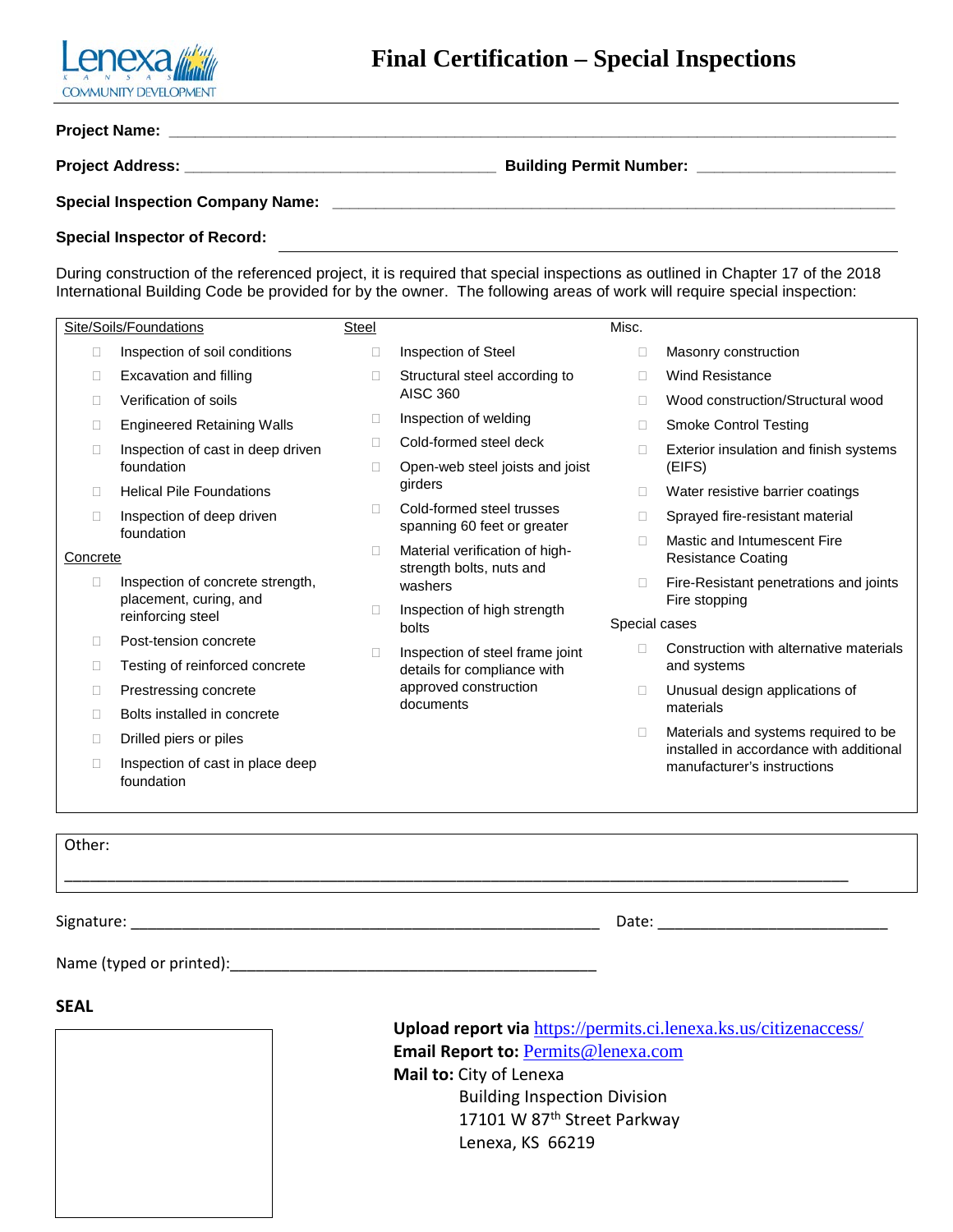Lenexa KANSAS COMMUNITY DEVELOPMENT

# Final Certification – Special Inspections

**Project Name:** ____________________________________________

**Project Address:** ______________________________ **Building Permit Number:** ____________________

**Special Inspection Company Name:** ____________________________________________

**Special Inspector of Record:** ____________________________________________

During construction of the referenced project, it is required that special inspections as outlined in Chapter 17 of the 2018 International Building Code be provided for by the owner. The following areas of work will require special inspection:

**Site/Soils/Foundations**

- ☐ Inspection of soil conditions
- ☐ Excavation and filling
- ☐ Verification of soils
- ☐ Engineered Retaining Walls
- ☐ Inspection of cast in deep driven foundation
- ☐ Helical Pile Foundations
- ☐ Inspection of deep driven foundation

**Concrete**

- ☐ Inspection of concrete strength, placement, curing, and reinforcing steel
- ☐ Post-tension concrete
- ☐ Testing of reinforced concrete
- ☐ Prestressing concrete
- ☐ Bolts installed in concrete
- ☐ Drilled piers or piles
- ☐ Inspection of cast in place deep foundation

**Steel**

- ☐ Inspection of Steel
- ☐ Structural steel according to AISC 360
- ☐ Inspection of welding
- ☐ Cold-formed steel deck
- ☐ Open-web steel joists and joist girders
- ☐ Cold-formed steel trusses spanning 60 feet or greater
- ☐ Material verification of high-strength bolts, nuts and washers
- ☐ Inspection of high strength bolts
- ☐ Inspection of steel frame joint details for compliance with approved construction documents

**Misc.**

- ☐ Masonry construction
- ☐ Wind Resistance
- ☐ Wood construction/Structural wood
- ☐ Smoke Control Testing
- ☐ Exterior insulation and finish systems (EIFS)
- ☐ Water resistive barrier coatings
- ☐ Sprayed fire-resistant material
- ☐ Mastic and Intumescent Fire Resistance Coating
- ☐ Fire-Resistant penetrations and joints Fire stopping

**Special cases**

- ☐ Construction with alternative materials and systems
- ☐ Unusual design applications of materials
- ☐ Materials and systems required to be installed in accordance with additional manufacturer's instructions

Other:

____________________________________________

Signature: ______________________________ Date: ____________________

Name (typed or printed): ______________________________

**SEAL**

**Upload report via** https://permits.ci.lenexa.ks.us/citizenaccess/
**Email Report to:** Permits@lenexa.com
**Mail to:** City of Lenexa
Building Inspection Division
17101 W 87th Street Parkway
Lenexa, KS 66219